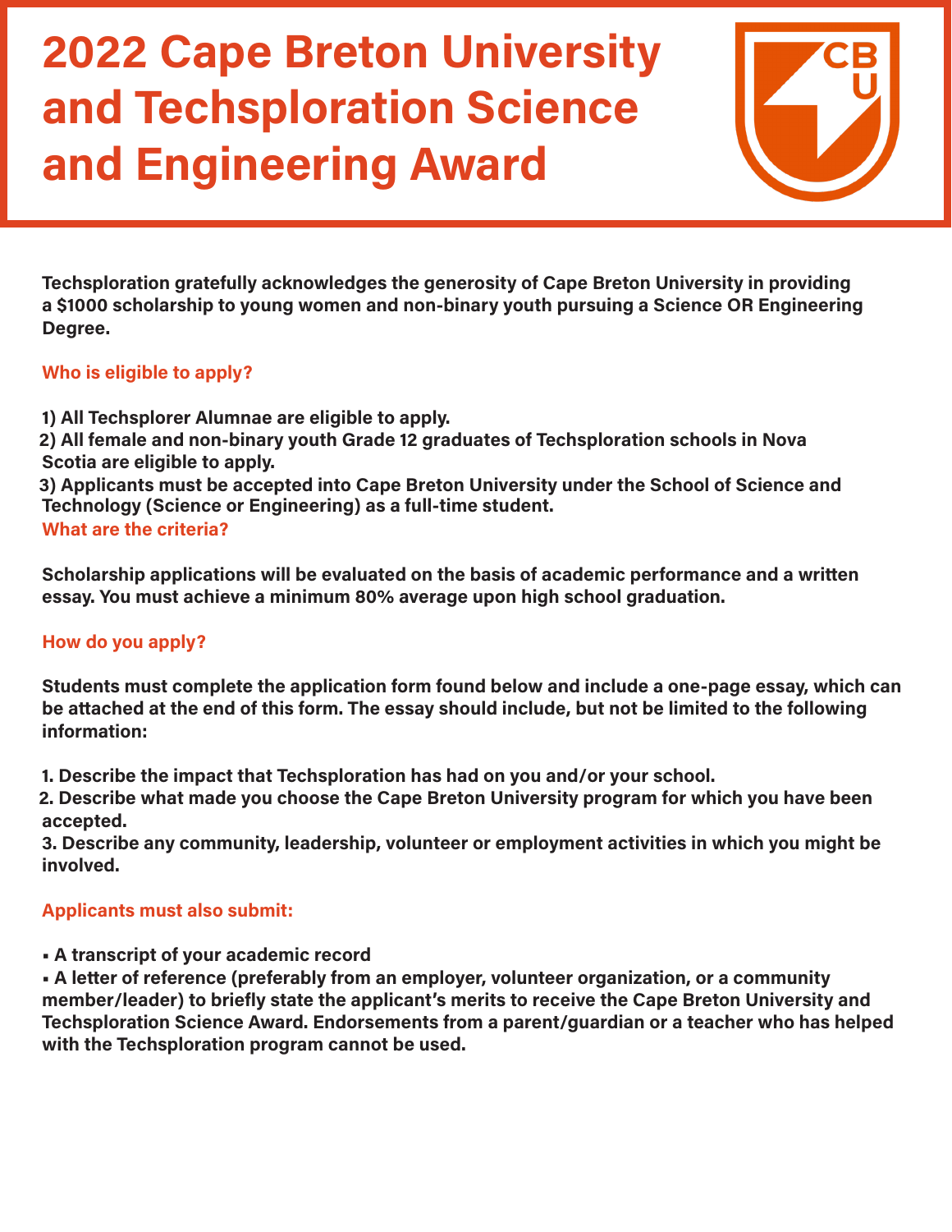# 2022 Cape Breton University and Techsploration Science and Engineering Award

**Techsploration gratefully acknowledges the generosity of Cape Breton University in providing a $1000 scholarship to young women and non-binary youth pursuing a Science OR Engineering Degree.**

## Who is eligible to apply?

**1) All Techsplorer Alumnae are eligible to apply.**
**2) All female and non-binary youth Grade 12 graduates of Techsploration schools in Nova Scotia are eligible to apply.**
**3) Applicants must be accepted into Cape Breton University under the School of Science and Technology (Science or Engineering) as a full-time student.**

## What are the criteria?

**Scholarship applications will be evaluated on the basis of academic performance and a written essay. You must achieve a minimum 80% average upon high school graduation.**

## How do you apply?

**Students must complete the application form found below and include a one-page essay, which can be attached at the end of this form. The essay should include, but not be limited to the following information:**

1. **Describe the impact that Techsploration has had on you and/or your school.**
2. **Describe what made you choose the Cape Breton University program for which you have been accepted.**
3. **Describe any community, leadership, volunteer or employment activities in which you might be involved.**

## Applicants must also submit:

- **A transcript of your academic record**
- **A letter of reference (preferably from an employer, volunteer organization, or a community member/leader) to briefly state the applicant's merits to receive the Cape Breton University and Techsploration Science Award. Endorsements from a parent/guardian or a teacher who has helped with the Techsploration program cannot be used.**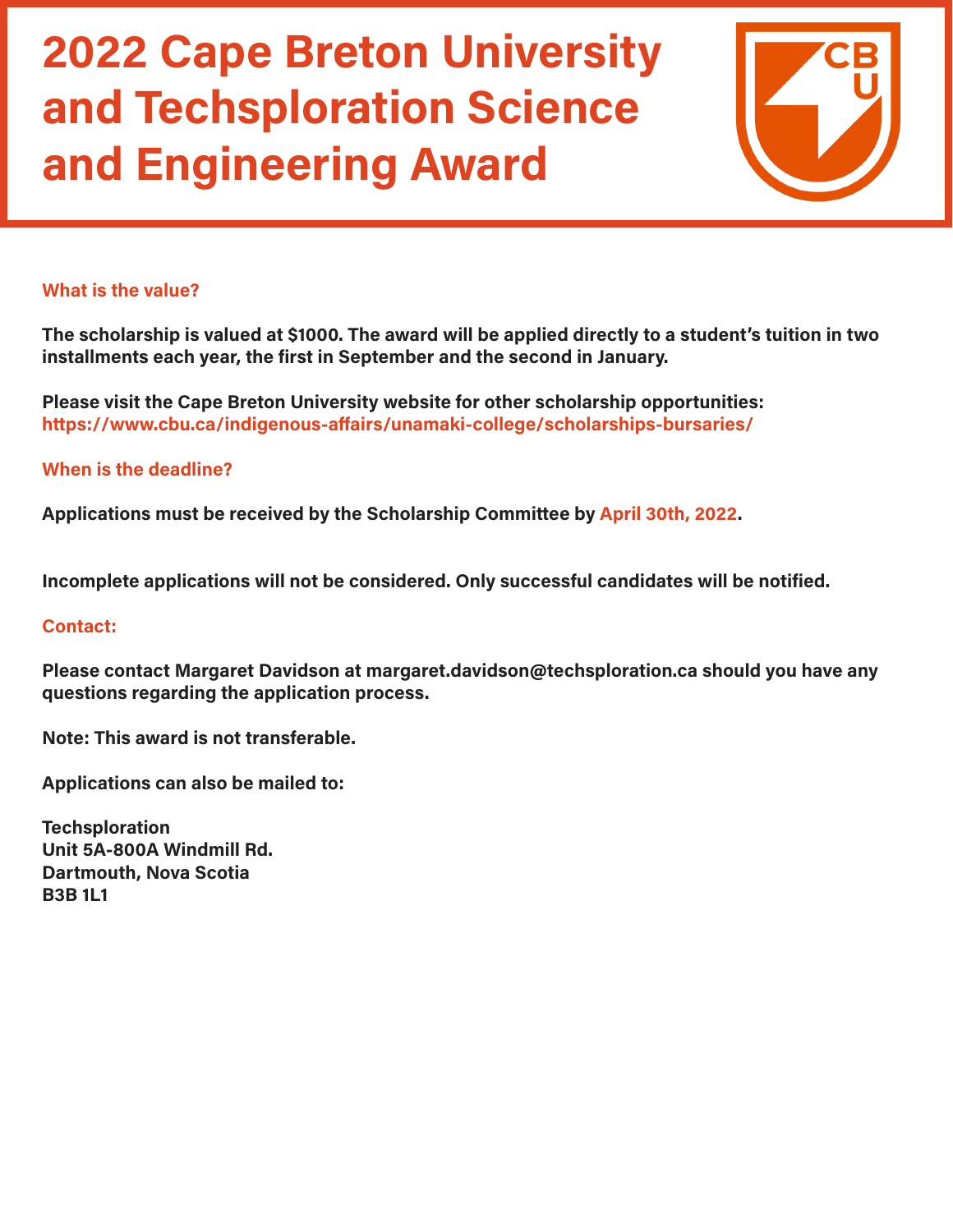# 2022 Cape Breton University and Techsploration Science and Engineering Award

## What is the value?

**The scholarship is valued at $1000. The award will be applied directly to a student's tuition in two installments each year, the first in September and the second in January.**

**Please visit the Cape Breton University website for other scholarship opportunities:**
**https://www.cbu.ca/indigenous-affairs/unamaki-college/scholarships-bursaries/**

## When is the deadline?

**Applications must be received by the Scholarship Committee by April 30th, 2022.**

**Incomplete applications will not be considered. Only successful candidates will be notified.**

## Contact:

**Please contact Margaret Davidson at margaret.davidson@techsploration.ca should you have any questions regarding the application process.**

**Note: This award is not transferable.**

**Applications can also be mailed to:**

**Techsploration**
**Unit 5A-800A Windmill Rd.**
**Dartmouth, Nova Scotia**
**B3B 1L1**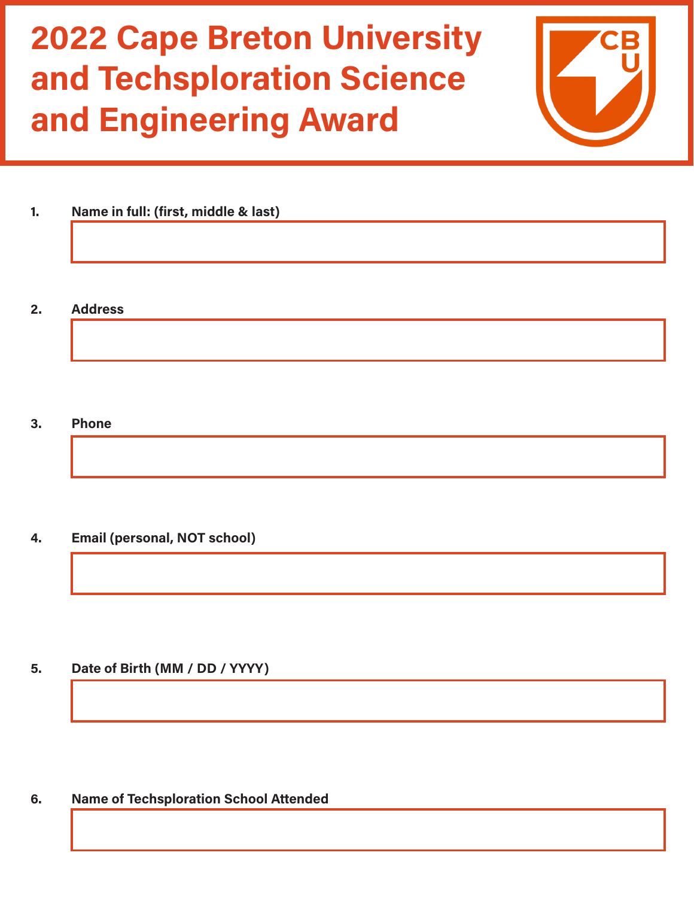# 2022 Cape Breton University and Techsploration Science and Engineering Award

1. **Name in full: (first, middle & last)**

2. **Address**

3. **Phone**

4. **Email (personal, NOT school)**

5. **Date of Birth (MM / DD / YYYY)**

6. **Name of Techsploration School Attended**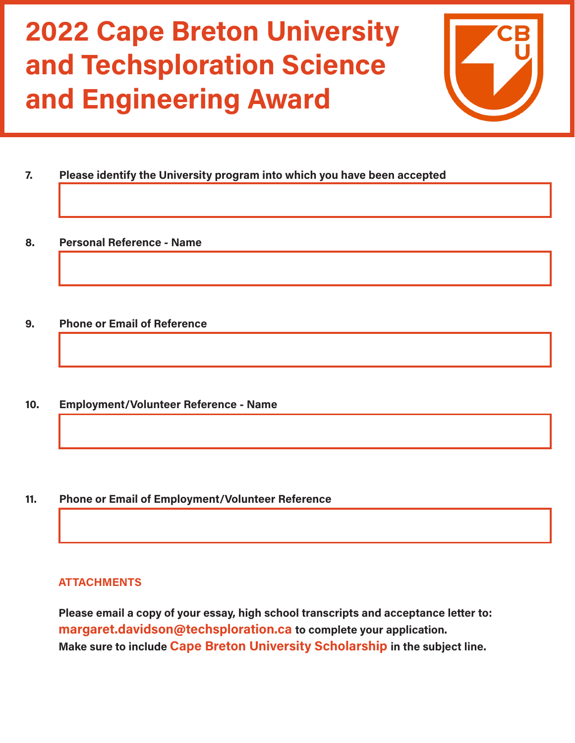# 2022 Cape Breton University and Techsploration Science and Engineering Award

7. **Please identify the University program into which you have been accepted**

8. **Personal Reference - Name**

9. **Phone or Email of Reference**

10. **Employment/Volunteer Reference - Name**

11. **Phone or Email of Employment/Volunteer Reference**

## ATTACHMENTS

**Please email a copy of your essay, high school transcripts and acceptance letter to: margaret.davidson@techsploration.ca to complete your application. Make sure to include Cape Breton University Scholarship in the subject line.**